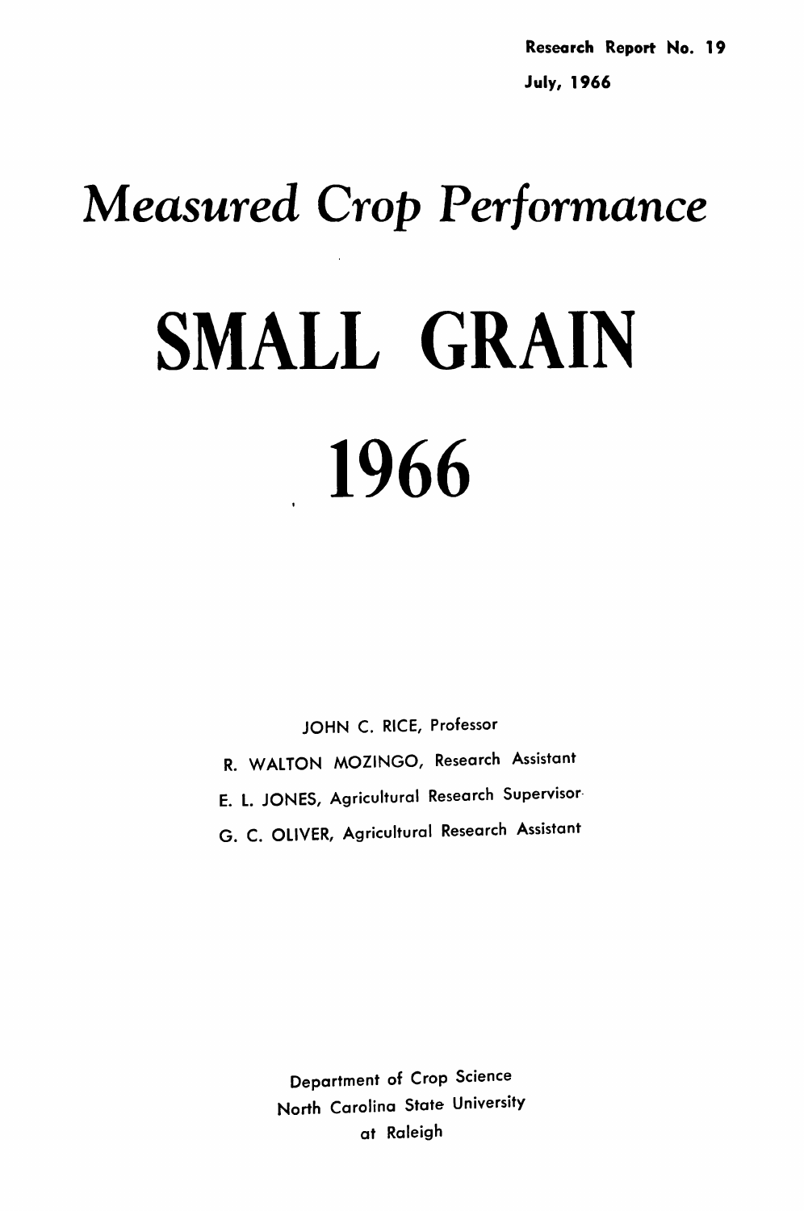Research Report No. 19

July, 1966

# *Measured Crop Performance*

# SMALL GRAIN

# 1966

JOHN C. RICE, Professor

R. WALTON MOZINGO, Research Assistant

E. L. JONES, Agricultural Research Supervisor

G. C. OLIVER, Agricultural Research Assistant

Department of Crop Science

North Carolina State University

at Raleigh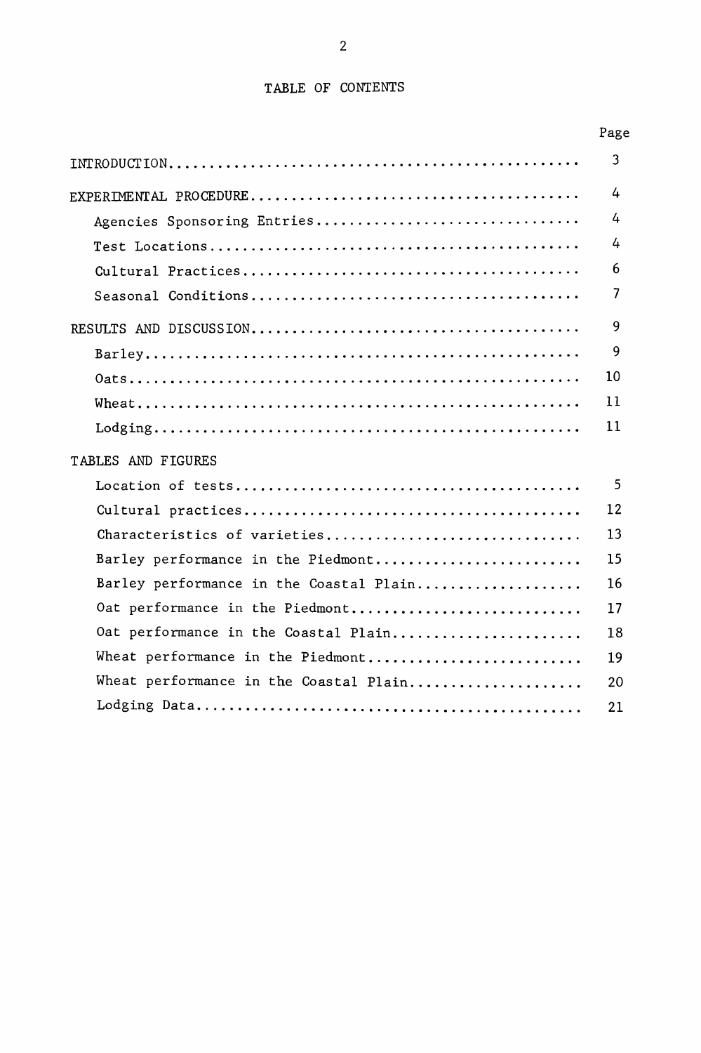# TABLE OF CONTENTS

| | Page |
|---|---|
| INTRODUCTION | 3 |
| EXPERIMENTAL PROCEDURE | 4 |
| Agencies Sponsoring Entries | 4 |
| Test Locations | 4 |
| Cultural Practices | 6 |
| Seasonal Conditions | 7 |
| RESULTS AND DISCUSSION | 9 |
| Barley | 9 |
| Oats | 10 |
| Wheat | 11 |
| Lodging | 11 |
| TABLES AND FIGURES | |
| Location of tests | 5 |
| Cultural practices | 12 |
| Characteristics of varieties | 13 |
| Barley performance in the Piedmont | 15 |
| Barley performance in the Coastal Plain | 16 |
| Oat performance in the Piedmont | 17 |
| Oat performance in the Coastal Plain | 18 |
| Wheat performance in the Piedmont | 19 |
| Wheat performance in the Coastal Plain | 20 |
| Lodging Data | 21 |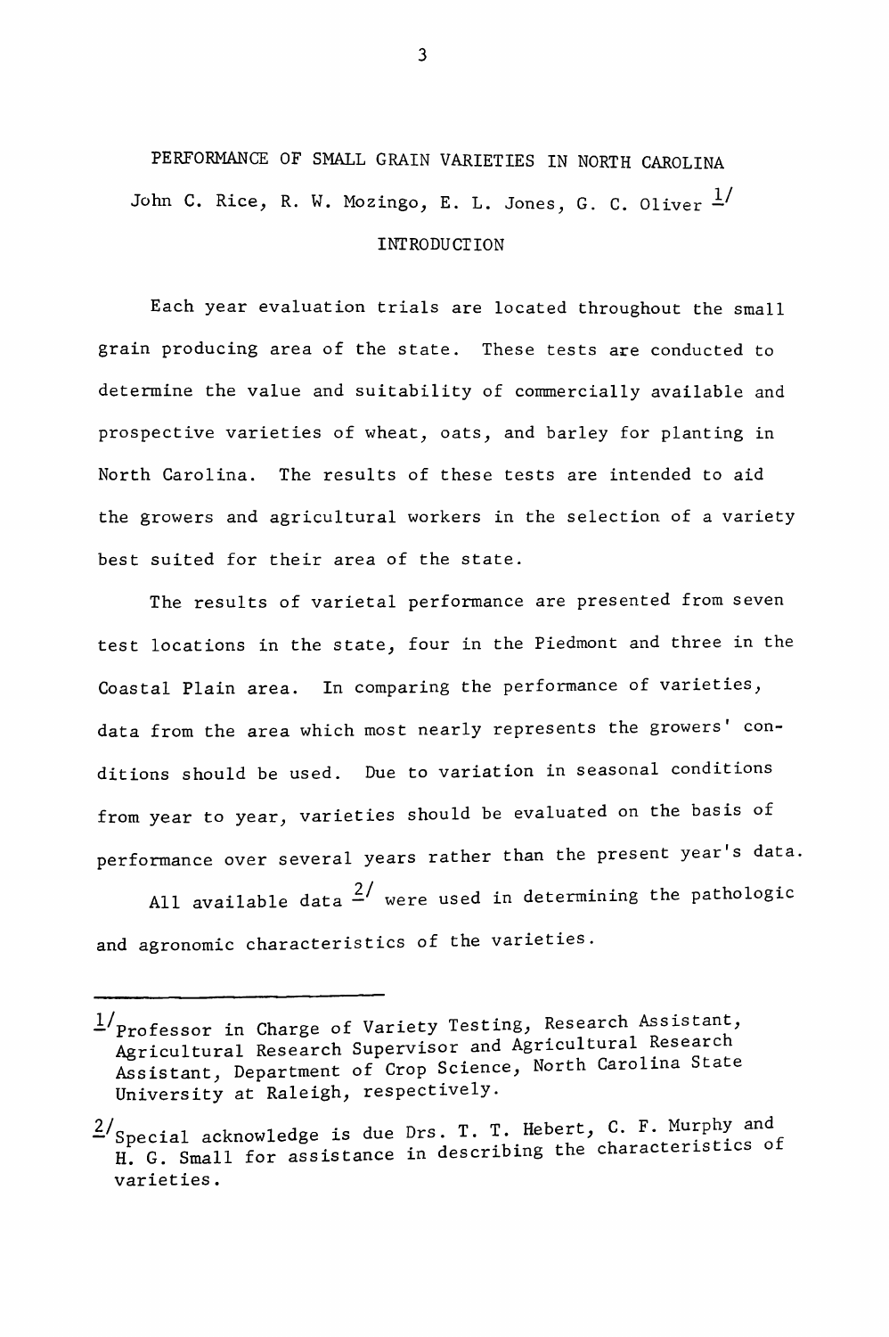# PERFORMANCE OF SMALL GRAIN VARIETIES IN NORTH CAROLINA

John C. Rice, R. W. Mozingo, E. L. Jones, G. C. Oliver [1/]

## INTRODUCTION

Each year evaluation trials are located throughout the small grain producing area of the state. These tests are conducted to determine the value and suitability of commercially available and prospective varieties of wheat, oats, and barley for planting in North Carolina. The results of these tests are intended to aid the growers and agricultural workers in the selection of a variety best suited for their area of the state.

The results of varietal performance are presented from seven test locations in the state, four in the Piedmont and three in the Coastal Plain area. In comparing the performance of varieties, data from the area which most nearly represents the growers' conditions should be used. Due to variation in seasonal conditions from year to year, varieties should be evaluated on the basis of performance over several years rather than the present year's data.

All available data [2/] were used in determining the pathologic and agronomic characteristics of the varieties.

---

[1/] Professor in Charge of Variety Testing, Research Assistant, Agricultural Research Supervisor and Agricultural Research Assistant, Department of Crop Science, North Carolina State University at Raleigh, respectively.

[2/] Special acknowledge is due Drs. T. T. Hebert, C. F. Murphy and H. G. Small for assistance in describing the characteristics of varieties.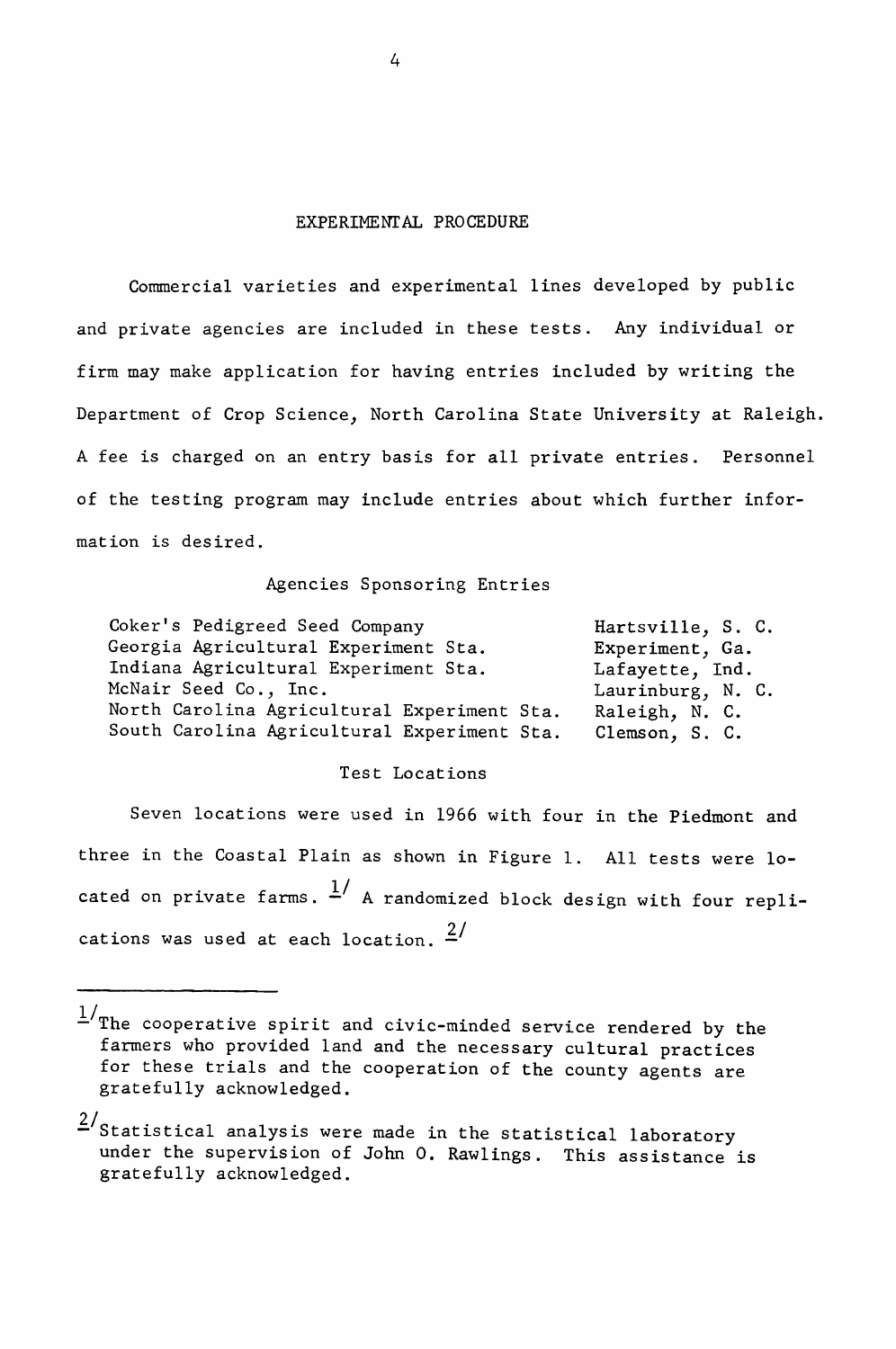## EXPERIMENTAL PROCEDURE

Commercial varieties and experimental lines developed by public and private agencies are included in these tests. Any individual or firm may make application for having entries included by writing the Department of Crop Science, North Carolina State University at Raleigh. A fee is charged on an entry basis for all private entries. Personnel of the testing program may include entries about which further information is desired.

### Agencies Sponsoring Entries

| | |
|---|---|
| Coker's Pedigreed Seed Company | Hartsville, S. C. |
| Georgia Agricultural Experiment Sta. | Experiment, Ga. |
| Indiana Agricultural Experiment Sta. | Lafayette, Ind. |
| McNair Seed Co., Inc. | Laurinburg, N. C. |
| North Carolina Agricultural Experiment Sta. | Raleigh, N. C. |
| South Carolina Agricultural Experiment Sta. | Clemson, S. C. |

### Test Locations

Seven locations were used in 1966 with four in the Piedmont and three in the Coastal Plain as shown in Figure 1. All tests were located on private farms. [1/] A randomized block design with four replications was used at each location. [2/]

---

[1/] The cooperative spirit and civic-minded service rendered by the farmers who provided land and the necessary cultural practices for these trials and the cooperation of the county agents are gratefully acknowledged.

[2/] Statistical analysis were made in the statistical laboratory under the supervision of John O. Rawlings. This assistance is gratefully acknowledged.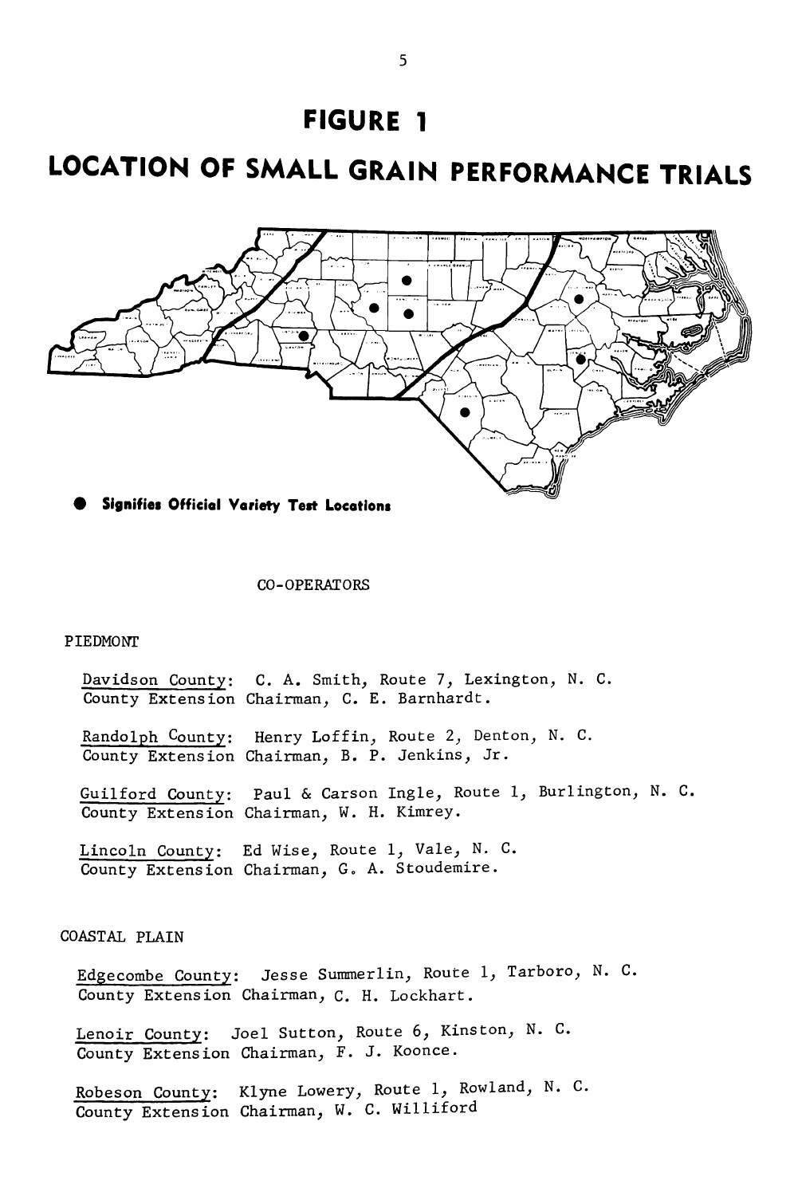# FIGURE 1

# LOCATION OF SMALL GRAIN PERFORMANCE TRIALS

● Signifies Official Variety Test Locations

CO-OPERATORS

PIEDMONT

Davidson County: C. A. Smith, Route 7, Lexington, N. C.
County Extension Chairman, C. E. Barnhardt.

Randolph County: Henry Loffin, Route 2, Denton, N. C.
County Extension Chairman, B. P. Jenkins, Jr.

Guilford County: Paul & Carson Ingle, Route 1, Burlington, N. C.
County Extension Chairman, W. H. Kimrey.

Lincoln County: Ed Wise, Route 1, Vale, N. C.
County Extension Chairman, G. A. Stoudemire.

COASTAL PLAIN

Edgecombe County: Jesse Summerlin, Route 1, Tarboro, N. C.
County Extension Chairman, C. H. Lockhart.

Lenoir County: Joel Sutton, Route 6, Kinston, N. C.
County Extension Chairman, F. J. Koonce.

Robeson County: Klyne Lowery, Route 1, Rowland, N. C.
County Extension Chairman, W. C. Williford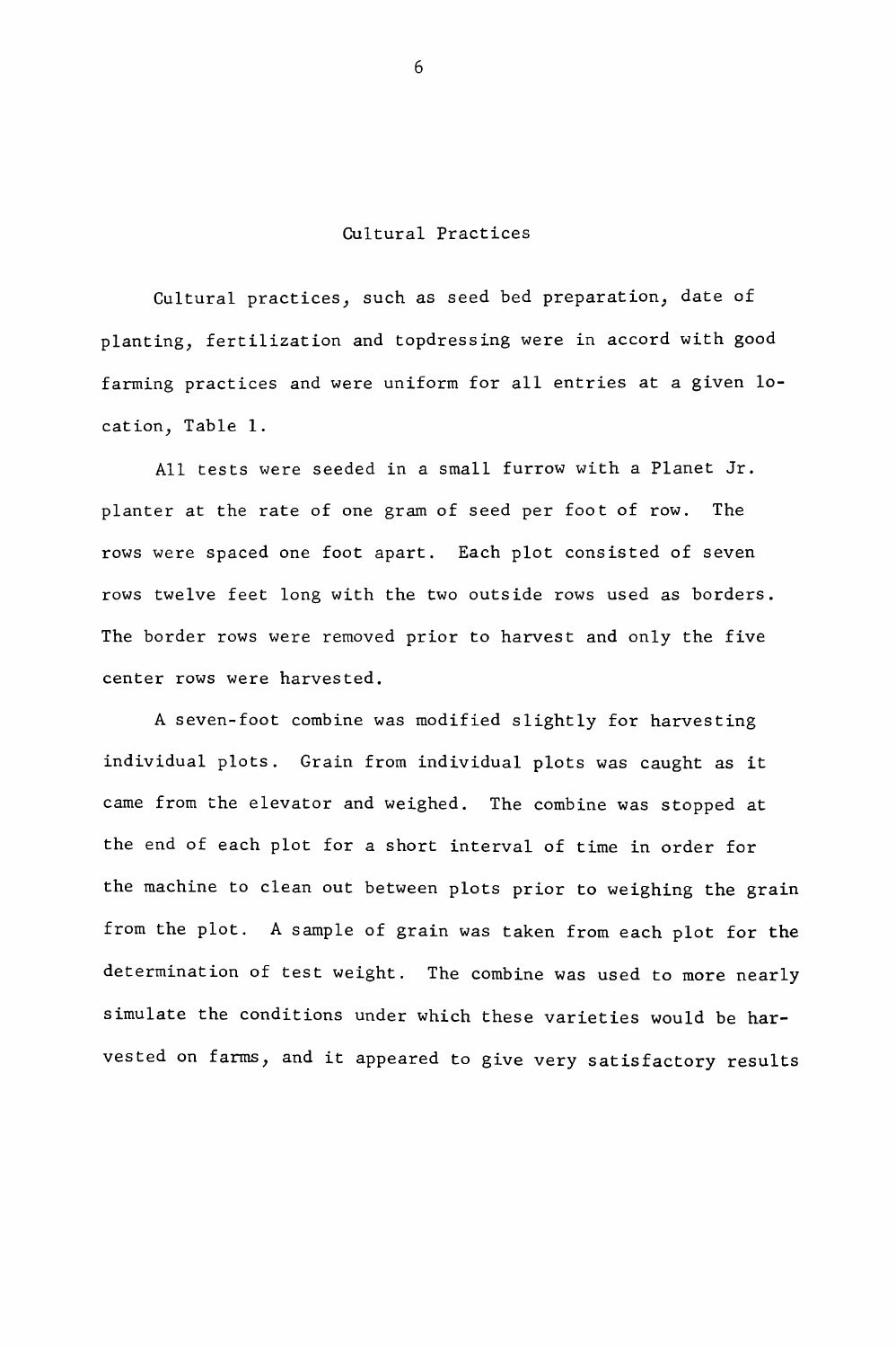## Cultural Practices

Cultural practices, such as seed bed preparation, date of planting, fertilization and topdressing were in accord with good farming practices and were uniform for all entries at a given location, Table 1.

All tests were seeded in a small furrow with a Planet Jr. planter at the rate of one gram of seed per foot of row. The rows were spaced one foot apart. Each plot consisted of seven rows twelve feet long with the two outside rows used as borders. The border rows were removed prior to harvest and only the five center rows were harvested.

A seven-foot combine was modified slightly for harvesting individual plots. Grain from individual plots was caught as it came from the elevator and weighed. The combine was stopped at the end of each plot for a short interval of time in order for the machine to clean out between plots prior to weighing the grain from the plot. A sample of grain was taken from each plot for the determination of test weight. The combine was used to more nearly simulate the conditions under which these varieties would be harvested on farms, and it appeared to give very satisfactory results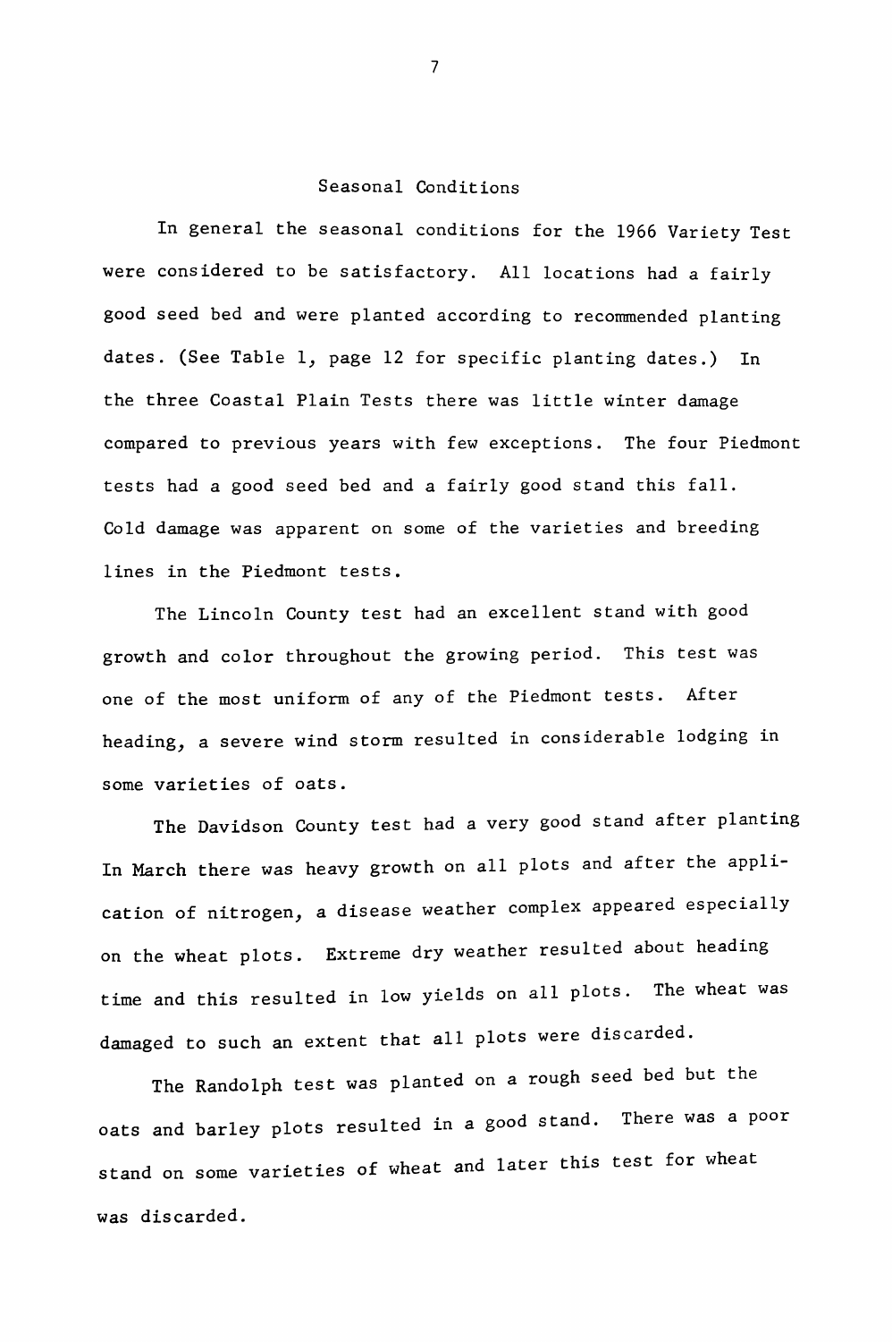## Seasonal Conditions

In general the seasonal conditions for the 1966 Variety Test were considered to be satisfactory. All locations had a fairly good seed bed and were planted according to recommended planting dates. (See Table 1, page 12 for specific planting dates.) In the three Coastal Plain Tests there was little winter damage compared to previous years with few exceptions. The four Piedmont tests had a good seed bed and a fairly good stand this fall. Cold damage was apparent on some of the varieties and breeding lines in the Piedmont tests.

The Lincoln County test had an excellent stand with good growth and color throughout the growing period. This test was one of the most uniform of any of the Piedmont tests. After heading, a severe wind storm resulted in considerable lodging in some varieties of oats.

The Davidson County test had a very good stand after planting In March there was heavy growth on all plots and after the application of nitrogen, a disease weather complex appeared especially on the wheat plots. Extreme dry weather resulted about heading time and this resulted in low yields on all plots. The wheat was damaged to such an extent that all plots were discarded.

The Randolph test was planted on a rough seed bed but the oats and barley plots resulted in a good stand. There was a poor stand on some varieties of wheat and later this test for wheat was discarded.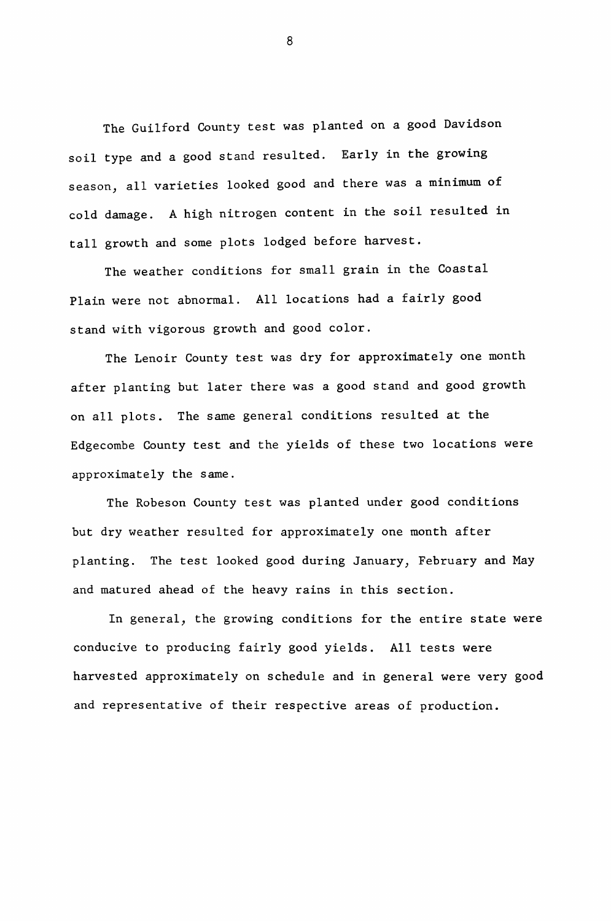The Guilford County test was planted on a good Davidson soil type and a good stand resulted. Early in the growing season, all varieties looked good and there was a minimum of cold damage. A high nitrogen content in the soil resulted in tall growth and some plots lodged before harvest.

The weather conditions for small grain in the Coastal Plain were not abnormal. All locations had a fairly good stand with vigorous growth and good color.

The Lenoir County test was dry for approximately one month after planting but later there was a good stand and good growth on all plots. The same general conditions resulted at the Edgecombe County test and the yields of these two locations were approximately the same.

The Robeson County test was planted under good conditions but dry weather resulted for approximately one month after planting. The test looked good during January, February and May and matured ahead of the heavy rains in this section.

In general, the growing conditions for the entire state were conducive to producing fairly good yields. All tests were harvested approximately on schedule and in general were very good and representative of their respective areas of production.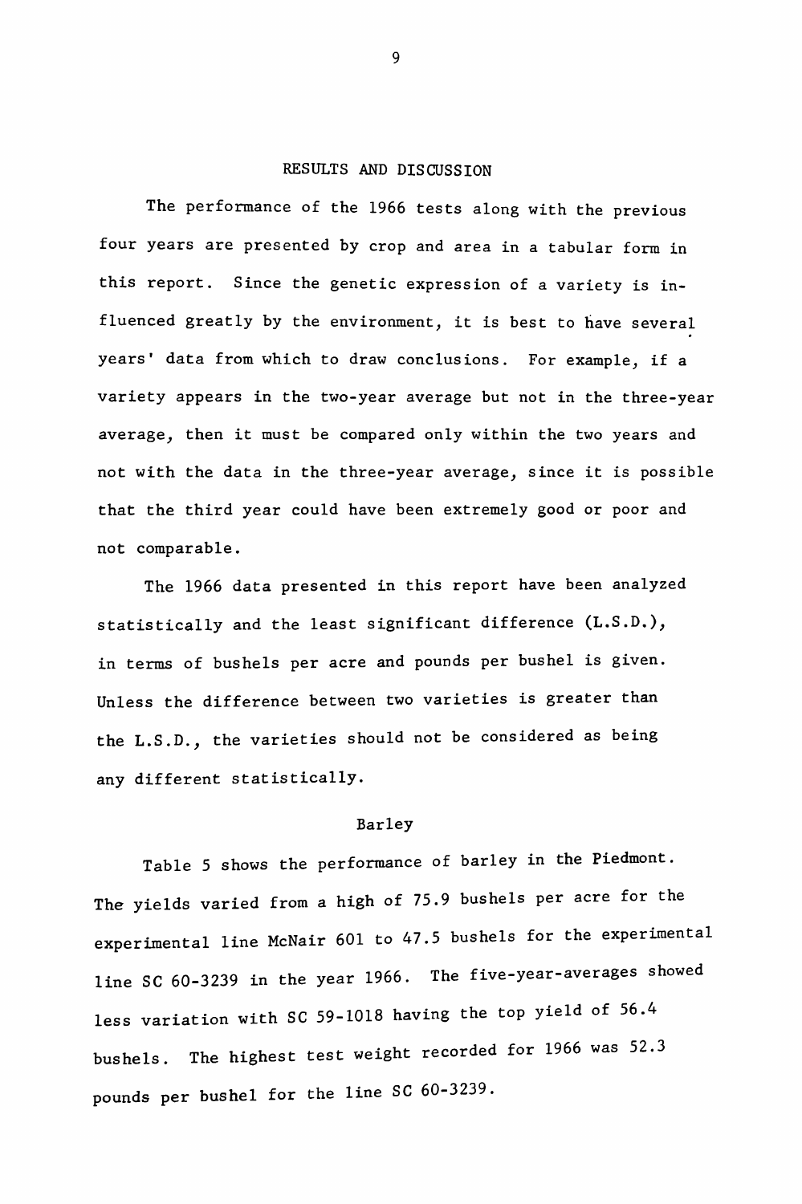## RESULTS AND DISCUSSION

The performance of the 1966 tests along with the previous four years are presented by crop and area in a tabular form in this report. Since the genetic expression of a variety is influenced greatly by the environment, it is best to have several years' data from which to draw conclusions. For example, if a variety appears in the two-year average but not in the three-year average, then it must be compared only within the two years and not with the data in the three-year average, since it is possible that the third year could have been extremely good or poor and not comparable.

The 1966 data presented in this report have been analyzed statistically and the least significant difference (L.S.D.), in terms of bushels per acre and pounds per bushel is given. Unless the difference between two varieties is greater than the L.S.D., the varieties should not be considered as being any different statistically.

### Barley

Table 5 shows the performance of barley in the Piedmont. The yields varied from a high of 75.9 bushels per acre for the experimental line McNair 601 to 47.5 bushels for the experimental line SC 60-3239 in the year 1966. The five-year-averages showed less variation with SC 59-1018 having the top yield of 56.4 bushels. The highest test weight recorded for 1966 was 52.3 pounds per bushel for the line SC 60-3239.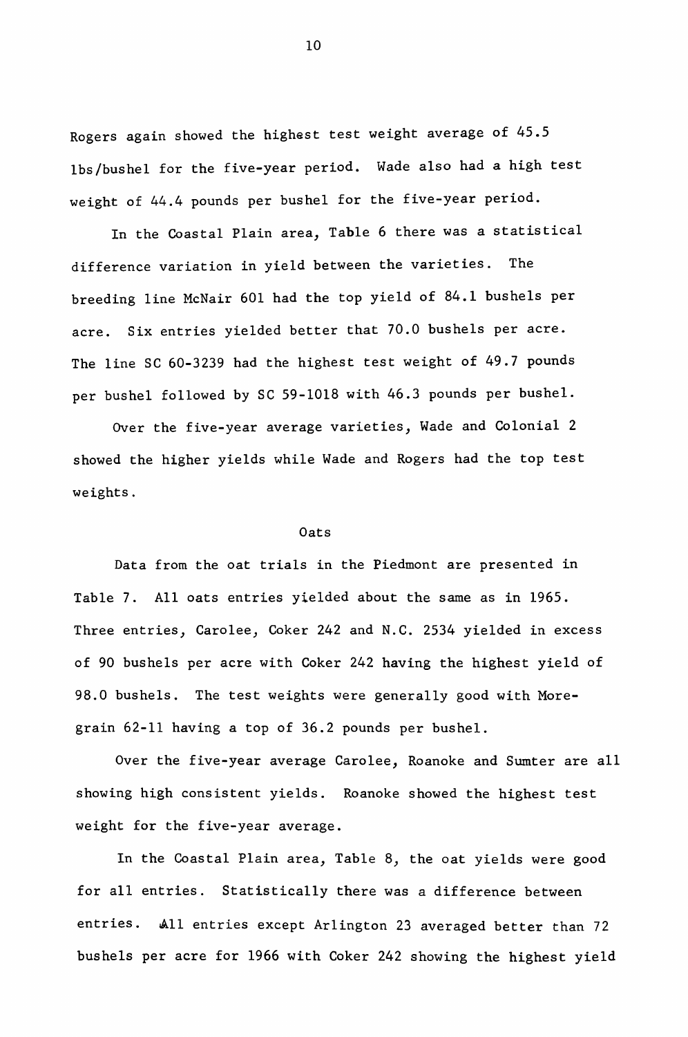Rogers again showed the highest test weight average of 45.5 lbs/bushel for the five-year period. Wade also had a high test weight of 44.4 pounds per bushel for the five-year period.

In the Coastal Plain area, Table 6 there was a statistical difference variation in yield between the varieties. The breeding line McNair 601 had the top yield of 84.1 bushels per acre. Six entries yielded better that 70.0 bushels per acre. The line SC 60-3239 had the highest test weight of 49.7 pounds per bushel followed by SC 59-1018 with 46.3 pounds per bushel.

Over the five-year average varieties, Wade and Colonial 2 showed the higher yields while Wade and Rogers had the top test weights.

## Oats

Data from the oat trials in the Piedmont are presented in Table 7. All oats entries yielded about the same as in 1965. Three entries, Carolee, Coker 242 and N.C. 2534 yielded in excess of 90 bushels per acre with Coker 242 having the highest yield of 98.0 bushels. The test weights were generally good with Moregrain 62-11 having a top of 36.2 pounds per bushel.

Over the five-year average Carolee, Roanoke and Sumter are all showing high consistent yields. Roanoke showed the highest test weight for the five-year average.

In the Coastal Plain area, Table 8, the oat yields were good for all entries. Statistically there was a difference between entries. All entries except Arlington 23 averaged better than 72 bushels per acre for 1966 with Coker 242 showing the highest yield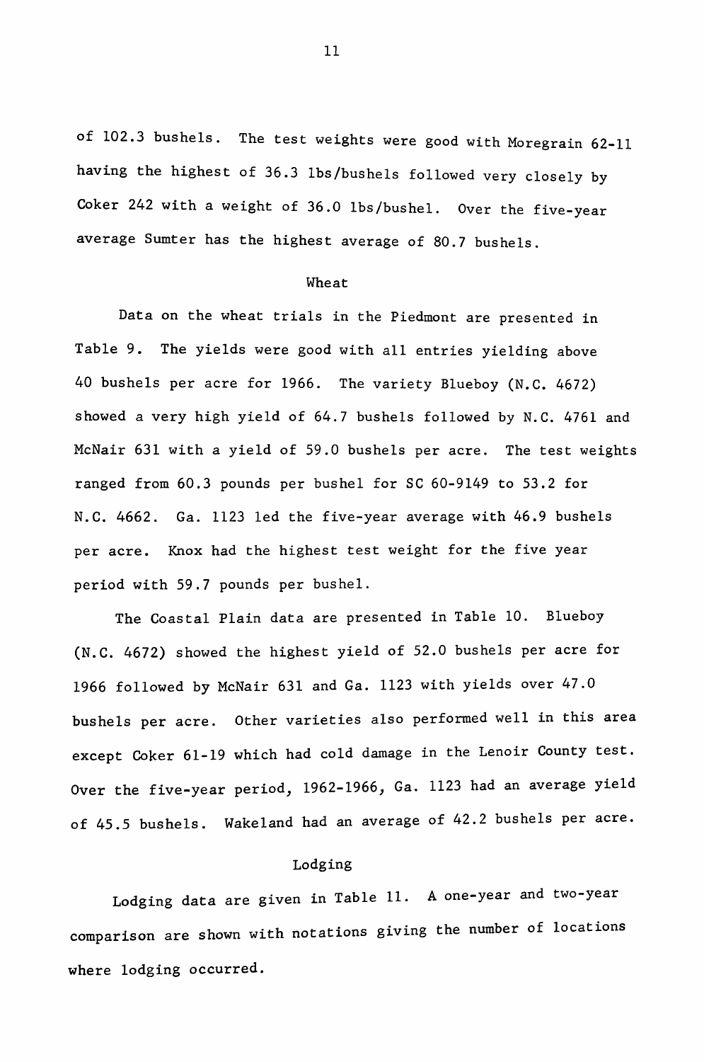of 102.3 bushels. The test weights were good with Moregrain 62-11 having the highest of 36.3 lbs/bushels followed very closely by Coker 242 with a weight of 36.0 lbs/bushel. Over the five-year average Sumter has the highest average of 80.7 bushels.

## Wheat

Data on the wheat trials in the Piedmont are presented in Table 9. The yields were good with all entries yielding above 40 bushels per acre for 1966. The variety Blueboy (N.C. 4672) showed a very high yield of 64.7 bushels followed by N.C. 4761 and McNair 631 with a yield of 59.0 bushels per acre. The test weights ranged from 60.3 pounds per bushel for SC 60-9149 to 53.2 for N.C. 4662. Ga. 1123 led the five-year average with 46.9 bushels per acre. Knox had the highest test weight for the five year period with 59.7 pounds per bushel.

The Coastal Plain data are presented in Table 10. Blueboy (N.C. 4672) showed the highest yield of 52.0 bushels per acre for 1966 followed by McNair 631 and Ga. 1123 with yields over 47.0 bushels per acre. Other varieties also performed well in this area except Coker 61-19 which had cold damage in the Lenoir County test. Over the five-year period, 1962-1966, Ga. 1123 had an average yield of 45.5 bushels. Wakeland had an average of 42.2 bushels per acre.

## Lodging

Lodging data are given in Table 11. A one-year and two-year comparison are shown with notations giving the number of locations where lodging occurred.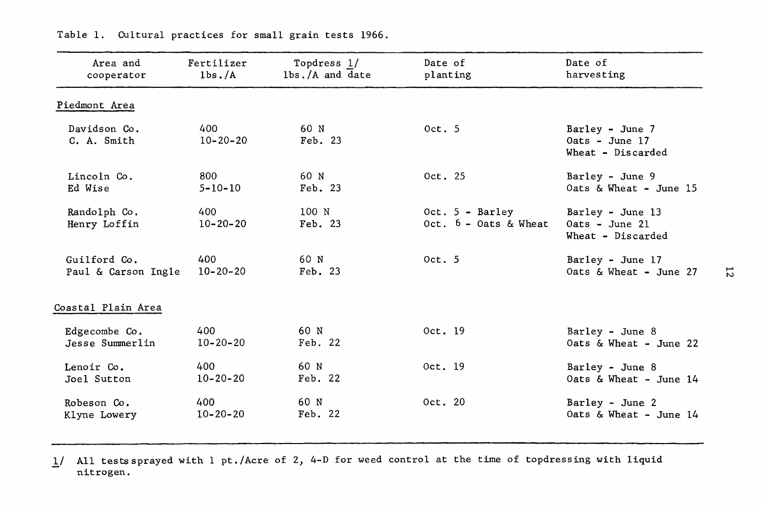Table 1. Cultural practices for small grain tests 1966.

| Area and cooperator | Fertilizer lbs./A | Topdress 1/ lbs./A and date | Date of planting | Date of harvesting |
|---|---|---|---|---|
| **Piedmont Area** | | | | |
| Davidson Co. C. A. Smith | 400 10-20-20 | 60 N Feb. 23 | Oct. 5 | Barley - June 7 Oats - June 17 Wheat - Discarded |
| Lincoln Co. Ed Wise | 800 5-10-10 | 60 N Feb. 23 | Oct. 25 | Barley - June 9 Oats & Wheat - June 15 |
| Randolph Co. Henry Loffin | 400 10-20-20 | 100 N Feb. 23 | Oct. 5 - Barley Oct. 6 - Oats & Wheat | Barley - June 13 Oats - June 21 Wheat - Discarded |
| Guilford Co. Paul & Carson Ingle | 400 10-20-20 | 60 N Feb. 23 | Oct. 5 | Barley - June 17 Oats & Wheat - June 27 |
| **Coastal Plain Area** | | | | |
| Edgecombe Co. Jesse Summerlin | 400 10-20-20 | 60 N Feb. 22 | Oct. 19 | Barley - June 8 Oats & Wheat - June 22 |
| Lenoir Co. Joel Sutton | 400 10-20-20 | 60 N Feb. 22 | Oct. 19 | Barley - June 8 Oats & Wheat - June 14 |
| Robeson Co. Klyne Lowery | 400 10-20-20 | 60 N Feb. 22 | Oct. 20 | Barley - June 2 Oats & Wheat - June 14 |

1/ All tests sprayed with 1 pt./Acre of 2, 4-D for weed control at the time of topdressing with liquid nitrogen.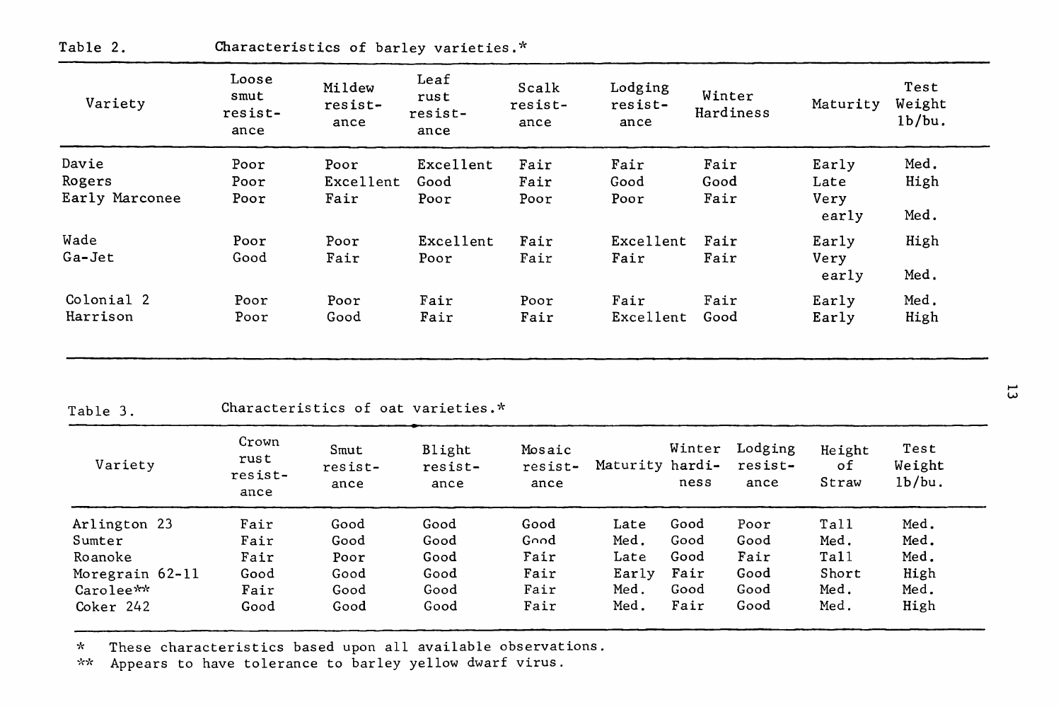Table 2. Characteristics of barley varieties.*

| Variety | Loose smut resistance | Mildew resistance | Leaf rust resistance | Scalk resistance | Lodging resistance | Winter Hardiness | Maturity | Test Weight lb/bu. |
|---|---|---|---|---|---|---|---|---|
| Davie | Poor | Poor | Excellent | Fair | Fair | Fair | Early | Med. |
| Rogers | Poor | Excellent | Good | Fair | Good | Good | Late | High |
| Early Marconee | Poor | Fair | Poor | Poor | Poor | Fair | Very early | Med. |
| Wade | Poor | Poor | Excellent | Fair | Excellent | Fair | Early | High |
| Ga-Jet | Good | Fair | Poor | Fair | Fair | Fair | Very early | Med. |
| Colonial 2 | Poor | Poor | Fair | Poor | Fair | Fair | Early | Med. |
| Harrison | Poor | Good | Fair | Fair | Excellent | Good | Early | High |

Table 3. Characteristics of oat varieties.*

| Variety | Crown rust resistance | Smut resistance | Blight resistance | Mosaic resistance | Maturity | Winter hardiness | Lodging resistance | Height of Straw | Test Weight lb/bu. |
|---|---|---|---|---|---|---|---|---|---|
| Arlington 23 | Fair | Good | Good | Good | Late | Good | Poor | Tall | Med. |
| Sumter | Fair | Good | Good | Good | Med. | Good | Good | Med. | Med. |
| Roanoke | Fair | Poor | Good | Fair | Late | Good | Fair | Tall | Med. |
| Moregrain 62-11 | Good | Good | Good | Fair | Early | Fair | Good | Short | High |
| Carolee** | Fair | Good | Good | Fair | Med. | Good | Good | Med. | Med. |
| Coker 242 | Good | Good | Good | Fair | Med. | Fair | Good | Med. | High |

\* These characteristics based upon all available observations.

** Appears to have tolerance to barley yellow dwarf virus.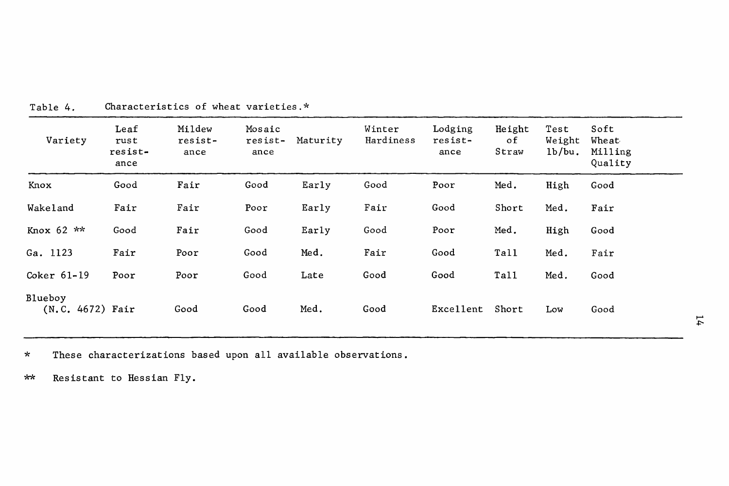Table 4. Characteristics of wheat varieties.*

| Variety | Leaf rust resistance | Mildew resistance | Mosaic resistance | Maturity | Winter Hardiness | Lodging resistance | Height of Straw | Test Weight lb/bu. | Soft Wheat Milling Quality |
|---|---|---|---|---|---|---|---|---|---|
| Knox | Good | Fair | Good | Early | Good | Poor | Med. | High | Good |
| Wakeland | Fair | Fair | Poor | Early | Fair | Good | Short | Med. | Fair |
| Knox 62 ** | Good | Fair | Good | Early | Good | Poor | Med. | High | Good |
| Ga. 1123 | Fair | Poor | Good | Med. | Fair | Good | Tall | Med. | Fair |
| Coker 61-19 | Poor | Poor | Good | Late | Good | Good | Tall | Med. | Good |
| Blueboy (N.C. 4672) | Fair | Good | Good | Med. | Good | Excellent | Short | Low | Good |

* These characterizations based upon all available observations.

** Resistant to Hessian Fly.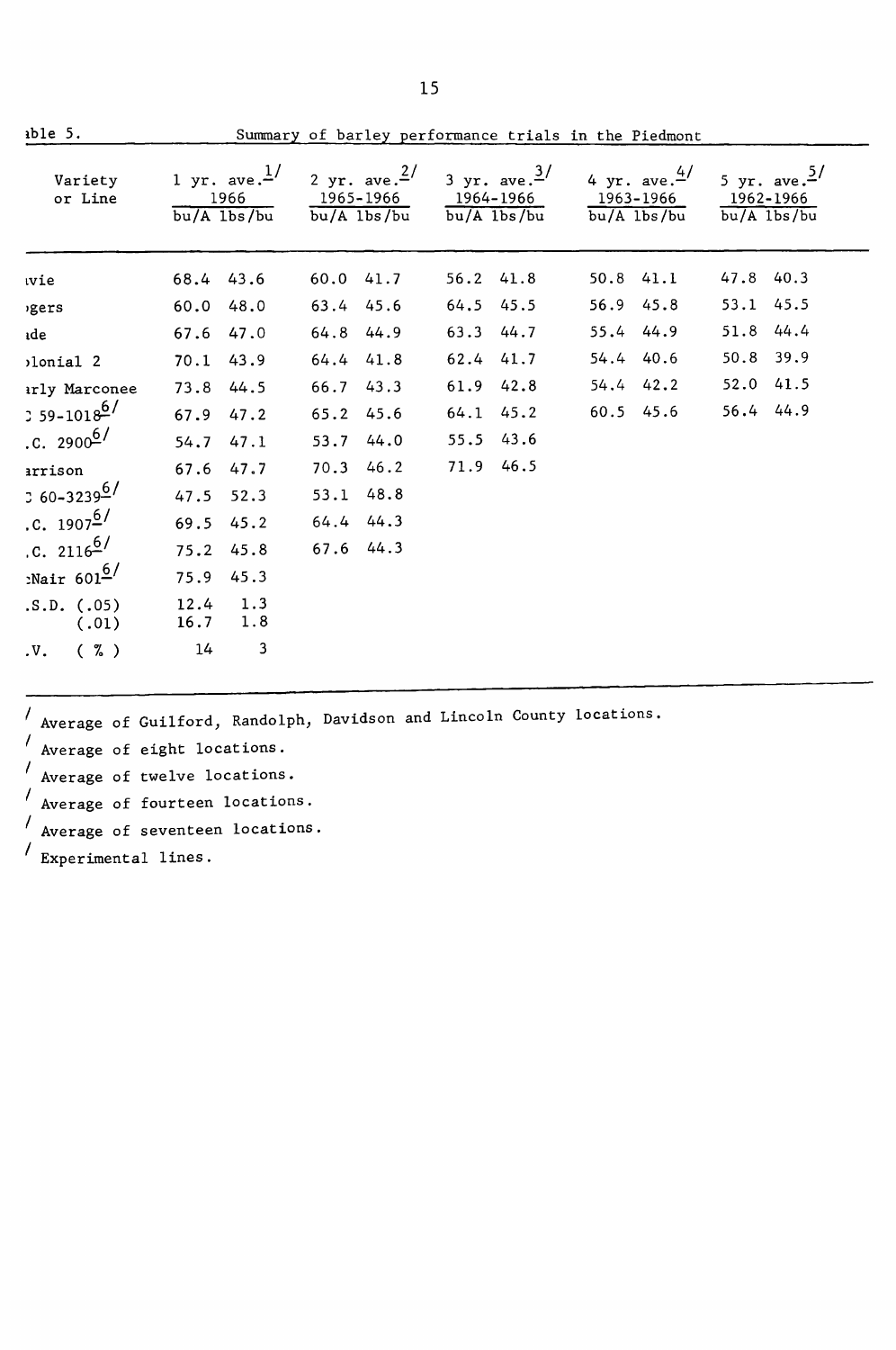able 5. Summary of barley performance trials in the Piedmont

| Variety or Line | 1 yr. ave.[1/] 1966 | | 2 yr. ave.[2/] 1965-1966 | | 3 yr. ave.[3/] 1964-1966 | | 4 yr. ave.[4/] 1963-1966 | | 5 yr. ave.[5/] 1962-1966 | |
|---|---|---|---|---|---|---|---|---|---|---|
| | bu/A | lbs/bu | bu/A | lbs/bu | bu/A | lbs/bu | bu/A | lbs/bu | bu/A | lbs/bu |
| ıvie | 68.4 | 43.6 | 60.0 | 41.7 | 56.2 | 41.8 | 50.8 | 41.1 | 47.8 | 40.3 |
| ›gers | 60.0 | 48.0 | 63.4 | 45.6 | 64.5 | 45.5 | 56.9 | 45.8 | 53.1 | 45.5 |
| ıde | 67.6 | 47.0 | 64.8 | 44.9 | 63.3 | 44.7 | 55.4 | 44.9 | 51.8 | 44.4 |
| ›lonial 2 | 70.1 | 43.9 | 64.4 | 41.8 | 62.4 | 41.7 | 54.4 | 40.6 | 50.8 | 39.9 |
| ırly Marconee | 73.8 | 44.5 | 66.7 | 43.3 | 61.9 | 42.8 | 54.4 | 42.2 | 52.0 | 41.5 |
| : 59-1018[6/] | 67.9 | 47.2 | 65.2 | 45.6 | 64.1 | 45.2 | 60.5 | 45.6 | 56.4 | 44.9 |
| .C. 2900[6/] | 54.7 | 47.1 | 53.7 | 44.0 | 55.5 | 43.6 | | | | |
| ırrison | 67.6 | 47.7 | 70.3 | 46.2 | 71.9 | 46.5 | | | | |
| : 60-3239[6/] | 47.5 | 52.3 | 53.1 | 48.8 | | | | | | |
| .C. 1907[6/] | 69.5 | 45.2 | 64.4 | 44.3 | | | | | | |
| .C. 2116[6/] | 75.2 | 45.8 | 67.6 | 44.3 | | | | | | |
| :Nair 601[6/] | 75.9 | 45.3 | | | | | | | | |
| .S.D. (.05) | 12.4 | 1.3 | | | | | | | | |
| (.01) | 16.7 | 1.8 | | | | | | | | |
| .V. ( % ) | 14 | 3 | | | | | | | | |

/ Average of Guilford, Randolph, Davidson and Lincoln County locations.

/ Average of eight locations.

/ Average of twelve locations.

/ Average of fourteen locations.

/ Average of seventeen locations.

/ Experimental lines.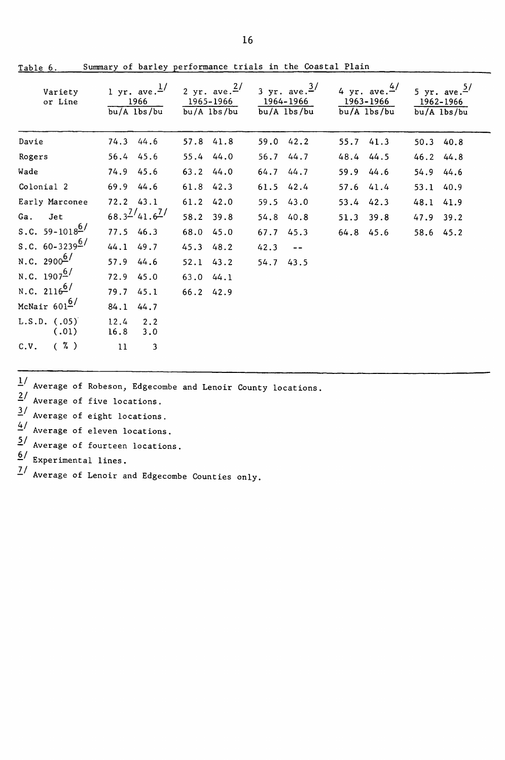Table 6. Summary of barley performance trials in the Coastal Plain

| Variety or Line | 1 yr. ave.[1/] 1966 | | 2 yr. ave.[2/] 1965-1966 | | 3 yr. ave.[3/] 1964-1966 | | 4 yr. ave.[4/] 1963-1966 | | 5 yr. ave.[5/] 1962-1966 | |
|---|---|---|---|---|---|---|---|---|---|---|
| | bu/A | lbs/bu | bu/A | lbs/bu | bu/A | lbs/bu | bu/A | lbs/bu | bu/A | lbs/bu |
| Davie | 74.3 | 44.6 | 57.8 | 41.8 | 59.0 | 42.2 | 55.7 | 41.3 | 50.3 | 40.8 |
| Rogers | 56.4 | 45.6 | 55.4 | 44.0 | 56.7 | 44.7 | 48.4 | 44.5 | 46.2 | 44.8 |
| Wade | 74.9 | 45.6 | 63.2 | 44.0 | 64.7 | 44.7 | 59.9 | 44.6 | 54.9 | 44.6 |
| Colonial 2 | 69.9 | 44.6 | 61.8 | 42.3 | 61.5 | 42.4 | 57.6 | 41.4 | 53.1 | 40.9 |
| Early Marconee | 72.2 | 43.1 | 61.2 | 42.0 | 59.5 | 43.0 | 53.4 | 42.3 | 48.1 | 41.9 |
| Ga. Jet | 68.3[7/] | 41.6[7/] | 58.2 | 39.8 | 54.8 | 40.8 | 51.3 | 39.8 | 47.9 | 39.2 |
| S.C. 59-1018[6/] | 77.5 | 46.3 | 68.0 | 45.0 | 67.7 | 45.3 | 64.8 | 45.6 | 58.6 | 45.2 |
| S.C. 60-3239[6/] | 44.1 | 49.7 | 45.3 | 48.2 | 42.3 | -- | | | | |
| N.C. 2900[6/] | 57.9 | 44.6 | 52.1 | 43.2 | 54.7 | 43.5 | | | | |
| N.C. 1907[6/] | 72.9 | 45.0 | 63.0 | 44.1 | | | | | | |
| N.C. 2116[6/] | 79.7 | 45.1 | 66.2 | 42.9 | | | | | | |
| McNair 601[6/] | 84.1 | 44.7 | | | | | | | | |
| L.S.D. (.05) | 12.4 | 2.2 | | | | | | | | |
| (.01) | 16.8 | 3.0 | | | | | | | | |
| C.V. ( % ) | 11 | 3 | | | | | | | | |

[1/] Average of Robeson, Edgecombe and Lenoir County locations.

[2/] Average of five locations.

[3/] Average of eight locations.

[4/] Average of eleven locations.

[5/] Average of fourteen locations.

[6/] Experimental lines.

[7/] Average of Lenoir and Edgecombe Counties only.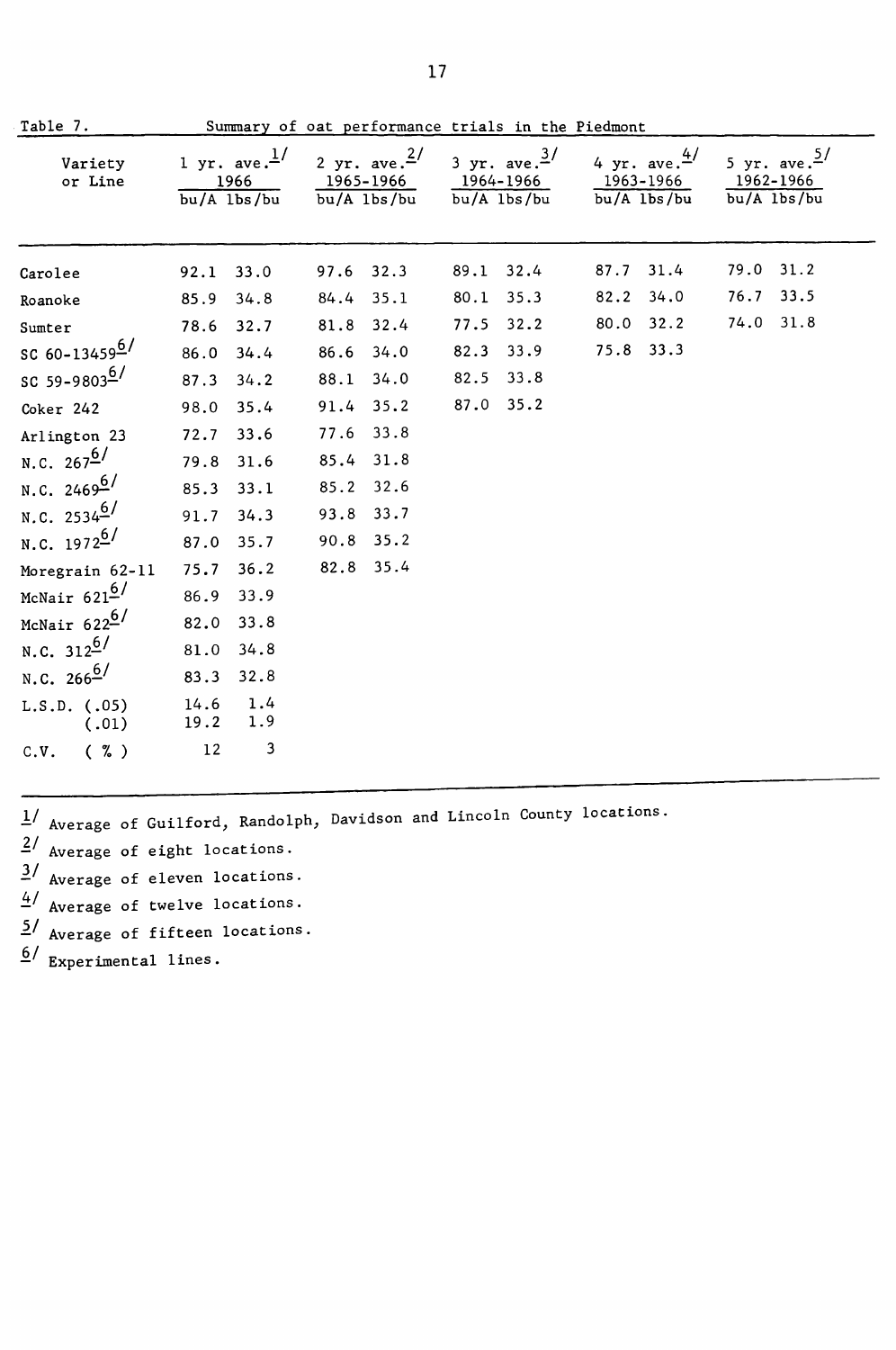Table 7. Summary of oat performance trials in the Piedmont

| Variety or Line | 1 yr. ave.[1/] 1966 | | 2 yr. ave.[2/] 1965-1966 | | 3 yr. ave.[3/] 1964-1966 | | 4 yr. ave.[4/] 1963-1966 | | 5 yr. ave.[5/] 1962-1966 | |
|---|---|---|---|---|---|---|---|---|---|---|
| | bu/A | lbs/bu | bu/A | lbs/bu | bu/A | lbs/bu | bu/A | lbs/bu | bu/A | lbs/bu |
| Carolee | 92.1 | 33.0 | 97.6 | 32.3 | 89.1 | 32.4 | 87.7 | 31.4 | 79.0 | 31.2 |
| Roanoke | 85.9 | 34.8 | 84.4 | 35.1 | 80.1 | 35.3 | 82.2 | 34.0 | 76.7 | 33.5 |
| Sumter | 78.6 | 32.7 | 81.8 | 32.4 | 77.5 | 32.2 | 80.0 | 32.2 | 74.0 | 31.8 |
| SC 60-13459[6/] | 86.0 | 34.4 | 86.6 | 34.0 | 82.3 | 33.9 | 75.8 | 33.3 | | |
| SC 59-9803[6/] | 87.3 | 34.2 | 88.1 | 34.0 | 82.5 | 33.8 | | | | |
| Coker 242 | 98.0 | 35.4 | 91.4 | 35.2 | 87.0 | 35.2 | | | | |
| Arlington 23 | 72.7 | 33.6 | 77.6 | 33.8 | | | | | | |
| N.C. 267[6/] | 79.8 | 31.6 | 85.4 | 31.8 | | | | | | |
| N.C. 2469[6/] | 85.3 | 33.1 | 85.2 | 32.6 | | | | | | |
| N.C. 2534[6/] | 91.7 | 34.3 | 93.8 | 33.7 | | | | | | |
| N.C. 1972[6/] | 87.0 | 35.7 | 90.8 | 35.2 | | | | | | |
| Moregrain 62-11 | 75.7 | 36.2 | 82.8 | 35.4 | | | | | | |
| McNair 621[6/] | 86.9 | 33.9 | | | | | | | | |
| McNair 622[6/] | 82.0 | 33.8 | | | | | | | | |
| N.C. 312[6/] | 81.0 | 34.8 | | | | | | | | |
| N.C. 266[6/] | 83.3 | 32.8 | | | | | | | | |
| L.S.D. (.05) | 14.6 | 1.4 | | | | | | | | |
| (.01) | 19.2 | 1.9 | | | | | | | | |
| C.V. (%) | 12 | 3 | | | | | | | | |

[1/] Average of Guilford, Randolph, Davidson and Lincoln County locations.

[2/] Average of eight locations.

[3/] Average of eleven locations.

[4/] Average of twelve locations.

[5/] Average of fifteen locations.

[6/] Experimental lines.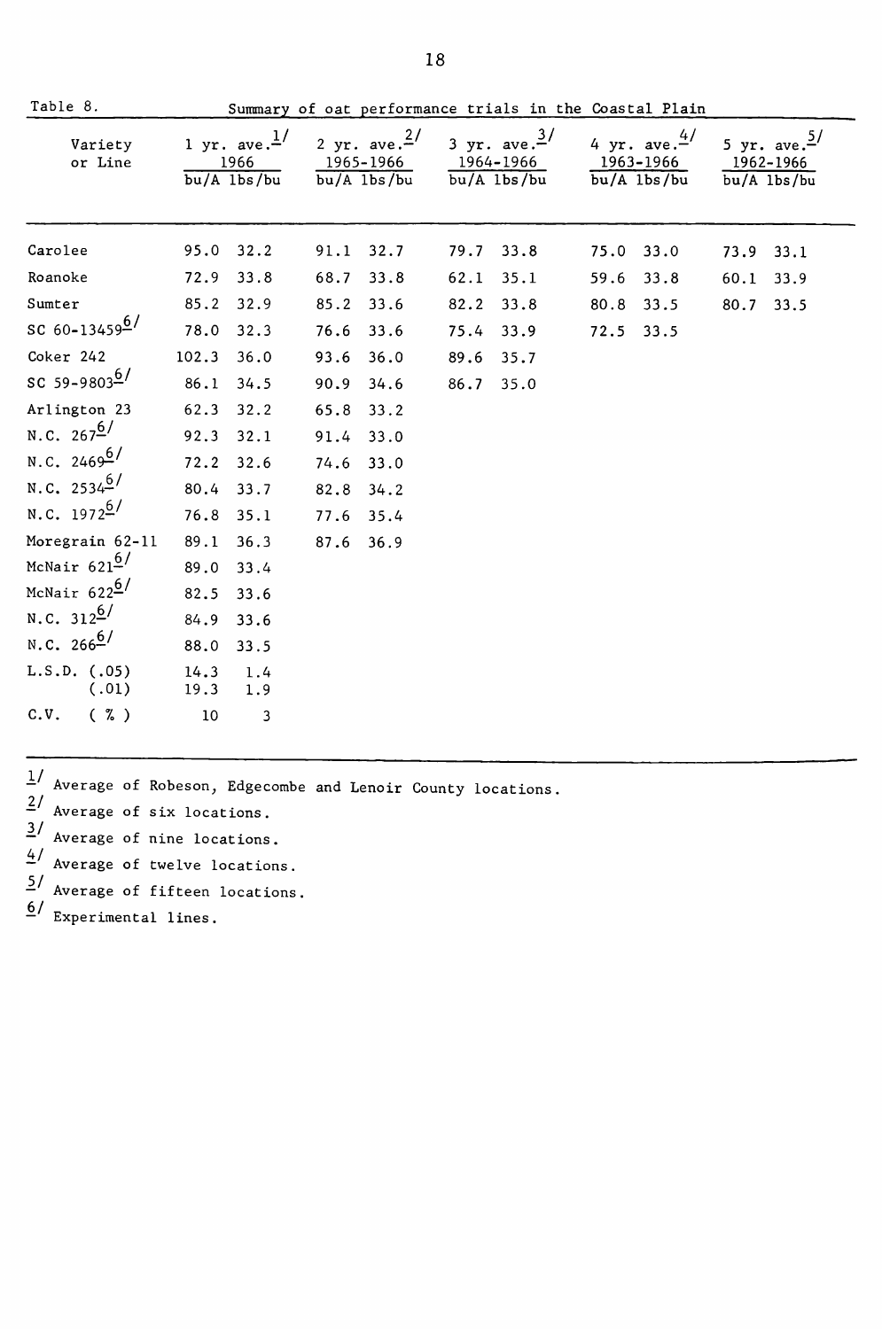Table 8. Summary of oat performance trials in the Coastal Plain

| Variety or Line | 1 yr. ave.[1] 1966 | | 2 yr. ave.[2] 1965-1966 | | 3 yr. ave.[3] 1964-1966 | | 4 yr. ave.[4] 1963-1966 | | 5 yr. ave.[5] 1962-1966 | |
|---|---|---|---|---|---|---|---|---|---|---|
| | bu/A | lbs/bu | bu/A | lbs/bu | bu/A | lbs/bu | bu/A | lbs/bu | bu/A | lbs/bu |
| Carolee | 95.0 | 32.2 | 91.1 | 32.7 | 79.7 | 33.8 | 75.0 | 33.0 | 73.9 | 33.1 |
| Roanoke | 72.9 | 33.8 | 68.7 | 33.8 | 62.1 | 35.1 | 59.6 | 33.8 | 60.1 | 33.9 |
| Sumter | 85.2 | 32.9 | 85.2 | 33.6 | 82.2 | 33.8 | 80.8 | 33.5 | 80.7 | 33.5 |
| SC 60-13459[6] | 78.0 | 32.3 | 76.6 | 33.6 | 75.4 | 33.9 | 72.5 | 33.5 | | |
| Coker 242 | 102.3 | 36.0 | 93.6 | 36.0 | 89.6 | 35.7 | | | | |
| SC 59-9803[6] | 86.1 | 34.5 | 90.9 | 34.6 | 86.7 | 35.0 | | | | |
| Arlington 23 | 62.3 | 32.2 | 65.8 | 33.2 | | | | | | |
| N.C. 267[6] | 92.3 | 32.1 | 91.4 | 33.0 | | | | | | |
| N.C. 2469[6] | 72.2 | 32.6 | 74.6 | 33.0 | | | | | | |
| N.C. 2534[6] | 80.4 | 33.7 | 82.8 | 34.2 | | | | | | |
| N.C. 1972[6] | 76.8 | 35.1 | 77.6 | 35.4 | | | | | | |
| Moregrain 62-11 | 89.1 | 36.3 | 87.6 | 36.9 | | | | | | |
| McNair 621[6] | 89.0 | 33.4 | | | | | | | | |
| McNair 622[6] | 82.5 | 33.6 | | | | | | | | |
| N.C. 312[6] | 84.9 | 33.6 | | | | | | | | |
| N.C. 266[6] | 88.0 | 33.5 | | | | | | | | |
| L.S.D. (.05) | 14.3 | 1.4 | | | | | | | | |
| (.01) | 19.3 | 1.9 | | | | | | | | |
| C.V. (%) | 10 | 3 | | | | | | | | |

[1] Average of Robeson, Edgecombe and Lenoir County locations.

[2] Average of six locations.

[3] Average of nine locations.

[4] Average of twelve locations.

[5] Average of fifteen locations.

[6] Experimental lines.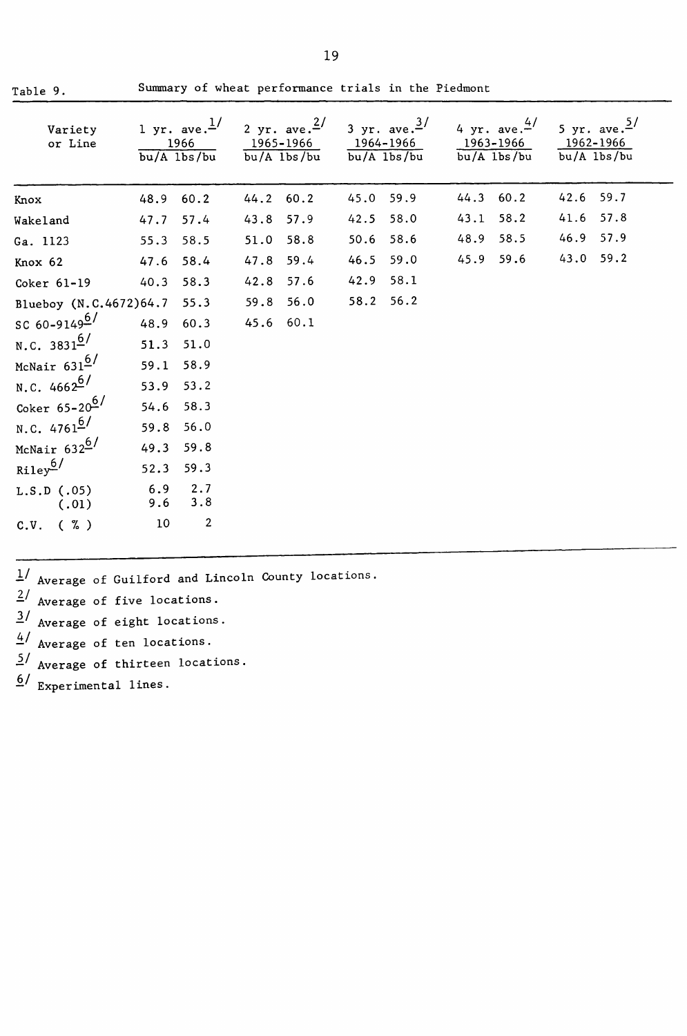Table 9. Summary of wheat performance trials in the Piedmont

| Variety or Line | 1 yr. ave.[1] 1966 | | 2 yr. ave.[2] 1965-1966 | | 3 yr. ave.[3] 1964-1966 | | 4 yr. ave.[4] 1963-1966 | | 5 yr. ave.[5] 1962-1966 | |
|---|---|---|---|---|---|---|---|---|---|---|
| | bu/A | lbs/bu | bu/A | lbs/bu | bu/A | lbs/bu | bu/A | lbs/bu | bu/A | lbs/bu |
| Knox | 48.9 | 60.2 | 44.2 | 60.2 | 45.0 | 59.9 | 44.3 | 60.2 | 42.6 | 59.7 |
| Wakeland | 47.7 | 57.4 | 43.8 | 57.9 | 42.5 | 58.0 | 43.1 | 58.2 | 41.6 | 57.8 |
| Ga. 1123 | 55.3 | 58.5 | 51.0 | 58.8 | 50.6 | 58.6 | 48.9 | 58.5 | 46.9 | 57.9 |
| Knox 62 | 47.6 | 58.4 | 47.8 | 59.4 | 46.5 | 59.0 | 45.9 | 59.6 | 43.0 | 59.2 |
| Coker 61-19 | 40.3 | 58.3 | 42.8 | 57.6 | 42.9 | 58.1 | | | | |
| Blueboy (N.C.4672) | 64.7 | 55.3 | 59.8 | 56.0 | 58.2 | 56.2 | | | | |
| SC 60-9149[6] | 48.9 | 60.3 | 45.6 | 60.1 | | | | | | |
| N.C. 3831[6] | 51.3 | 51.0 | | | | | | | | |
| McNair 631[6] | 59.1 | 58.9 | | | | | | | | |
| N.C. 4662[6] | 53.9 | 53.2 | | | | | | | | |
| Coker 65-20[6] | 54.6 | 58.3 | | | | | | | | |
| N.C. 4761[6] | 59.8 | 56.0 | | | | | | | | |
| McNair 632[6] | 49.3 | 59.8 | | | | | | | | |
| Riley[6] | 52.3 | 59.3 | | | | | | | | |
| L.S.D (.05) | 6.9 | 2.7 | | | | | | | | |
| (.01) | 9.6 | 3.8 | | | | | | | | |
| C.V. ( % ) | 10 | 2 | | | | | | | | |

[1] Average of Guilford and Lincoln County locations.

[2] Average of five locations.

[3] Average of eight locations.

[4] Average of ten locations.

[5] Average of thirteen locations.

[6] Experimental lines.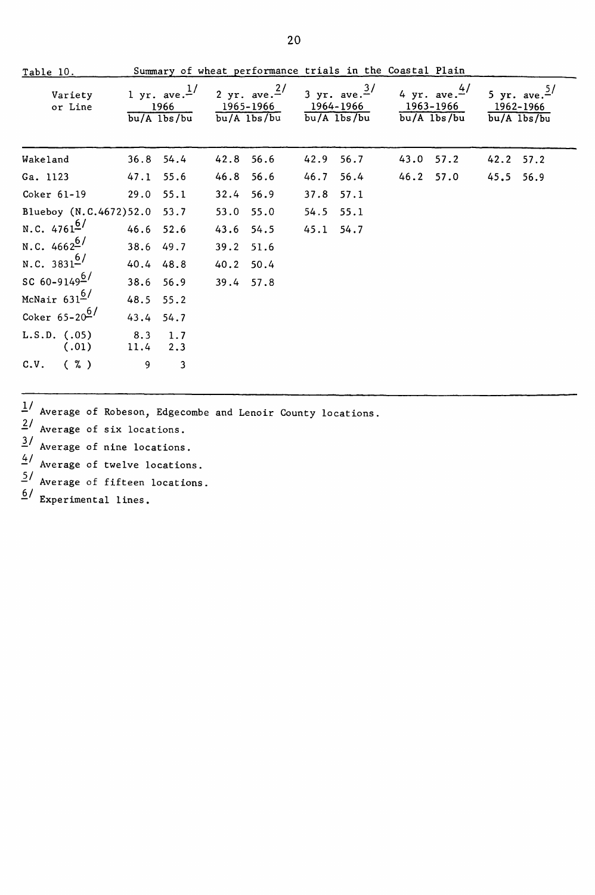Table 10. Summary of wheat performance trials in the Coastal Plain

| Variety or Line | 1 yr. ave.[1/] 1966 | | 2 yr. ave.[2/] 1965-1966 | | 3 yr. ave.[3/] 1964-1966 | | 4 yr. ave.[4/] 1963-1966 | | 5 yr. ave.[5/] 1962-1966 | |
|---|---|---|---|---|---|---|---|---|---|---|
| | bu/A | lbs/bu | bu/A | lbs/bu | bu/A | lbs/bu | bu/A | lbs/bu | bu/A | lbs/bu |
| Wakeland | 36.8 | 54.4 | 42.8 | 56.6 | 42.9 | 56.7 | 43.0 | 57.2 | 42.2 | 57.2 |
| Ga. 1123 | 47.1 | 55.6 | 46.8 | 56.6 | 46.7 | 56.4 | 46.2 | 57.0 | 45.5 | 56.9 |
| Coker 61-19 | 29.0 | 55.1 | 32.4 | 56.9 | 37.8 | 57.1 | | | | |
| Blueboy (N.C.4672) | 52.0 | 53.7 | 53.0 | 55.0 | 54.5 | 55.1 | | | | |
| N.C. 4761[6/] | 46.6 | 52.6 | 43.6 | 54.5 | 45.1 | 54.7 | | | | |
| N.C. 4662[6/] | 38.6 | 49.7 | 39.2 | 51.6 | | | | | | |
| N.C. 3831[6/] | 40.4 | 48.8 | 40.2 | 50.4 | | | | | | |
| SC 60-9149[6/] | 38.6 | 56.9 | 39.4 | 57.8 | | | | | | |
| McNair 631[6/] | 48.5 | 55.2 | | | | | | | | |
| Coker 65-20[6/] | 43.4 | 54.7 | | | | | | | | |
| L.S.D. (.05) | 8.3 | 1.7 | | | | | | | | |
| (.01) | 11.4 | 2.3 | | | | | | | | |
| C.V. ( % ) | 9 | 3 | | | | | | | | |

[1/] Average of Robeson, Edgecombe and Lenoir County locations.

[2/] Average of six locations.

[3/] Average of nine locations.

[4/] Average of twelve locations.

[5/] Average of fifteen locations.

[6/] Experimental lines.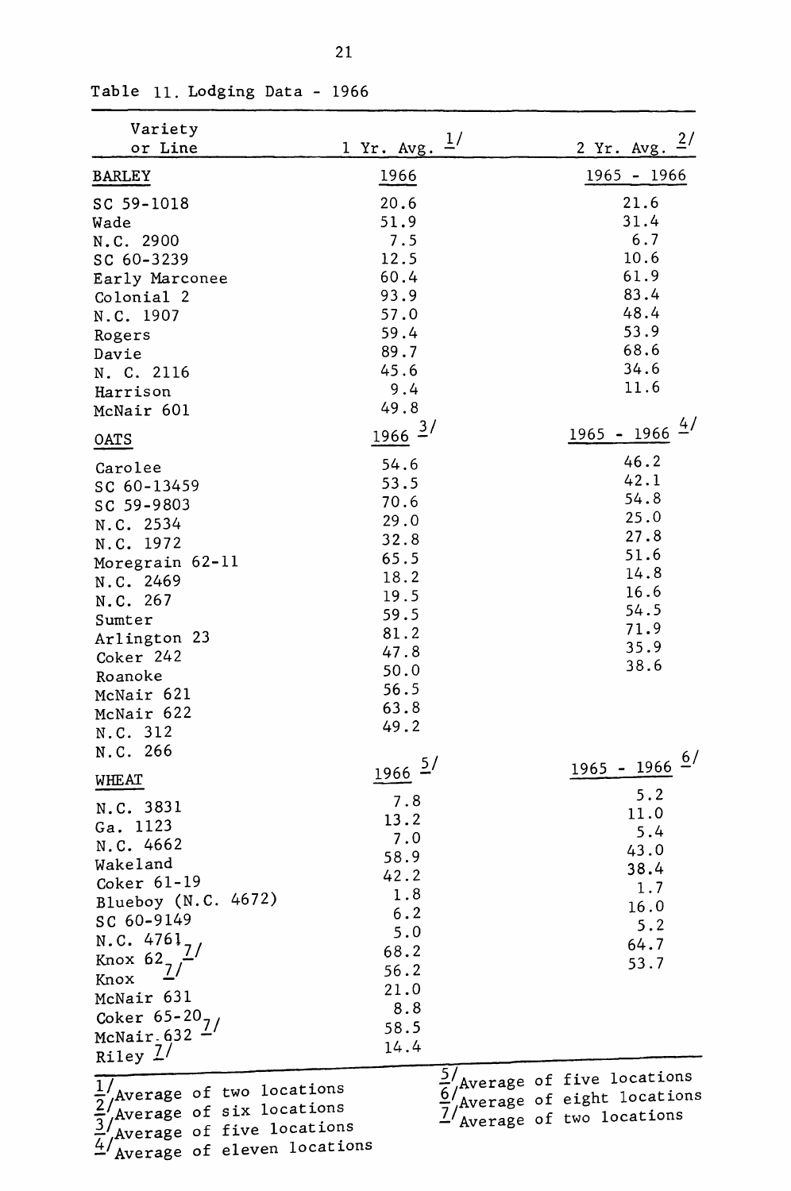Table 11. Lodging Data - 1966

| Variety or Line | 1 Yr. Avg. [1/] | 2 Yr. Avg. [2/] |
|---|---|---|
| BARLEY | 1966 | 1965 - 1966 |
| SC 59-1018 | 20.6 | 21.6 |
| Wade | 51.9 | 31.4 |
| N.C. 2900 | 7.5 | 6.7 |
| SC 60-3239 | 12.5 | 10.6 |
| Early Marconee | 60.4 | 61.9 |
| Colonial 2 | 93.9 | 83.4 |
| N.C. 1907 | 57.0 | 48.4 |
| Rogers | 59.4 | 53.9 |
| Davie | 89.7 | 68.6 |
| N. C. 2116 | 45.6 | 34.6 |
| Harrison | 9.4 | 11.6 |
| McNair 601 | 49.8 | |
| OATS | 1966 [3/] | 1965 - 1966 [4/] |
| Carolee | 54.6 | 46.2 |
| SC 60-13459 | 53.5 | 42.1 |
| SC 59-9803 | 70.6 | 54.8 |
| N.C. 2534 | 29.0 | 25.0 |
| N.C. 1972 | 32.8 | 27.8 |
| Moregrain 62-11 | 65.5 | 51.6 |
| N.C. 2469 | 18.2 | 14.8 |
| N.C. 267 | 19.5 | 16.6 |
| Sumter | 59.5 | 54.5 |
| Arlington 23 | 81.2 | 71.9 |
| Coker 242 | 47.8 | 35.9 |
| Roanoke | 50.0 | 38.6 |
| McNair 621 | 56.5 | |
| McNair 622 | 63.8 | |
| N.C. 312 | 49.2 | |
| N.C. 266 | | |
| WHEAT | 1966 [5/] | 1965 - 1966 [6/] |
| N.C. 3831 | 7.8 | 5.2 |
| Ga. 1123 | 13.2 | 11.0 |
| N.C. 4662 | 7.0 | 5.4 |
| Wakeland | 58.9 | 43.0 |
| Coker 61-19 | 42.2 | 38.4 |
| Blueboy (N.C. 4672) | 1.8 | 1.7 |
| SC 60-9149 | 6.2 | 16.0 |
| N.C. 4761 | 5.0 | 5.2 |
| Knox 62 [7/] | 68.2 | 64.7 |
| Knox [7/] | 56.2 | 53.7 |
| McNair 631 | 21.0 | |
| Coker 65-20 | 8.8 | |
| McNair 632 [7/] | 58.5 | |
| Riley [7/] | 14.4 | |

[1/] Average of two locations
[2/] Average of six locations
[3/] Average of five locations
[4/] Average of eleven locations
[5/] Average of five locations
[6/] Average of eight locations
[7/] Average of two locations